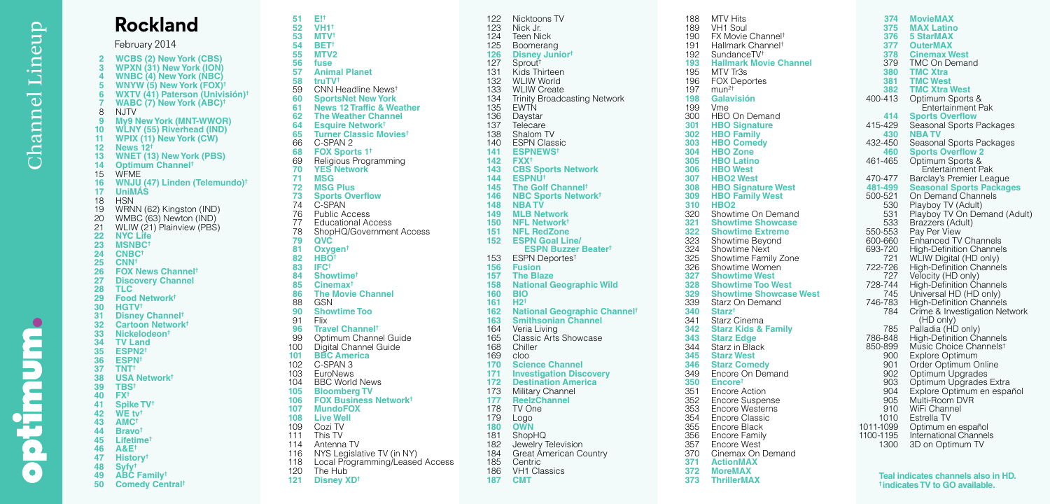# Rockland

February 2014

Channel Lineup

optimum.

- 2 **WCBS (2) New York (CBS)**
- 3 **WPXN (31) New York (ION)**
- 4 **WNBC (4) New York (NBC)**
- 5 **WNYW (5) New York (FOX)†**
- 6 **WXTV (41) Paterson (Univisión)†**
- 7 **WABC (7) New York (ABC)†**
- 8 NJTV
- 9 **My9 New York (MNT-WWOR)**
- 10 **WLNY (55) Riverhead (IND)**
- 11 **WPIX (11) New York (CW)**
- 12 **News 12†**
- 13 **WNET (13) New York (PBS)**
- 14 **Optimum Channel†**
- 15 WFME
- 16 **WNJU (47) Linden (Telemundo)†**
- 17 **UniMÁS**
- 18 HSN
- 19 WRNN (62) Kingston (IND)
- 20 WMBC (63) Newton (IND)
- 21 WLIW (21) Plainview (PBS)
- 22 **NYC Life**
- 23 **MSNBC†**
- 24 **CNBC†**
- 25 **CNN†**
- 26 **FOX News Channel†**
- 27 **Discovery Channel**
- 28 **TLC**
- 29 **Food Network†**
- 30 **HGTV†**
- 31 **Disney Channel†**
- 32 **Cartoon Network†**
- 33 **Nickelodeon†**
- 34 **TV Land**
- 35 **ESPN2†**
- 36 **ESPN†**
- 37 **TNT†**
- 38 **USA Network†**
- 39 **TBS†**
- 40 **FX†**
- 41 **Spike TV†**
- 42 **WE tv†**
- 43 **AMC†**
- 44 **Bravo†**
- 45 **Lifetime†**
- 46 **A&E†**
- 47 **History†**
- 48 **Syfy†**
- 49 **ABC Family†**
- 50 **Comedy Central†**
- 51 **E!†**
- 52 **VH1†**
- 53 **MTV†**
- 54 **BET†**
- 55 **MTV2**
- 56 **fuse**
- 57 **Animal Planet**
- 58 **truTV†**
- 59 CNN Headline News†
- 60 **SportsNet New York**
- 61 **News 12 Traffic & Weather**
- 62 **The Weather Channel**
- 64 **Esquire Network†**
- 65 **Turner Classic Movies†**
- 66 C-SPAN 2
- 68 **FOX Sports 1†**
- 69 Religious Programming
- 70 **YES Network**
- 71 **MSG**
- 72 **MSG Plus**
- 73 **Sports Overflow**
- 74 C-SPAN
- 76 Public Access
- 77 Educational Access
- 78 ShopHQ/Government Access
- 79 **QVC**
- 81 **Oxygen†**
- 82 **HBO†**
- 83 **IFC†**
- 84 **Showtime†**
- 85 **Cinemax†**
- 86 **The Movie Channel**
- 88 GSN
- 90 **Showtime Too**
- 91 Flix
- 96 **Travel Channel†**
- 99 Optimum Channel Guide
- 100 Digital Channel Guide
- 101 **BBC America**
- 102 C-SPAN 3
- 103 EuroNews
- 104 BBC World News
- 105 **Bloomberg TV**
- 106 **FOX Business Network†**
- 107 **MundoFOX**
- 108 **Live Well**
- 109 Cozi TV
- 111 This TV
- 114 Antenna TV
- 116 NYS Legislative TV (in NY)
- 118 Local Programming/Leased Access
- 120 The Hub
- 121 **Disney XD†**
- 122 Nicktoons TV
- 123 Nick Jr.
- 124 Teen Nick
- 125 Boomerang
- 126 **Disney Junior†**
- 127 Sprout†
- 131 Kids Thirteen
- 132 WLIW World
- 133 WLIW Create
- 134 Trinity Broadcasting Network
- 135 EWTN
- 136 Daystar
- 137 Telecare
- 138 Shalom TV
- 140 ESPN Classic
- 141 **ESPNEWS†**
- 142 **FXX†**
- 143 **CBS Sports Network**
- 144 **ESPNU†**
- 145 **The Golf Channel†**
- 146 **NBC Sports Network†**
- 148 **NBA TV**
- 149 **MLB Network**
- 150 **NFL Network†**
- 151 **NFL RedZone**
- 152 **ESPN Goal Line/ ESPN Buzzer Beater†**
- 153 ESPN Deportes†
- 156 **Fusion**
- 157 **The Blaze**
- 158 **National Geographic Wild**
- 160 **BIO**
- 161 **H2†**
- 162 **National Geographic Channel†**
- 163 **Smithsonian Channel**
- 164 Veria Living
- 165 Classic Arts Showcase
- 168 Chiller
- 169 cloo
- 170 **Science Channel**
- 171 **Investigation Discovery**
- 172 **Destination America**
- 173 Military Channel
- 177 **ReelzChannel**
- 178 TV One
- 179 Logo
- 180 **OWN**
- 181 ShopHQ
- 182 Jewelry Television
- 184 Great American Country
- 185 Centric
- 186 VH1 Classics
- 187 **CMT**
- 188 MTV Hits
- 189 VH1 Soul
- 190 FX Movie Channel†
- 191 Hallmark Channel†
- 192 SundanceTV†
- 193 **Hallmark Movie Channel**
- 195 MTV Tr3s
- 196 FOX Deportes
- 197 mun2†
- 198 **Galavisión**
- 199 Vme
- 300 HBO On Demand
- 301 **HBO Signature**
- 302 **HBO Family**
- 303 **HBO Comedy**
- 304 **HBO Zone**
- 305 **HBO Latino**
- 306 **HBO West**
- 307 **HBO2 West**
- 308 **HBO Signature West**
- 309 **HBO Family West**
- 310 **HBO2**
- 320 Showtime On Demand
- 321 **Showtime Showcase**
- 322 **Showtime Extreme**
- 323 Showtime Beyond
- 324 Showtime Next
- 325 Showtime Family Zone
- 326 Showtime Women
- 327 **Showtime West**
- 328 **Showtime Too West**
- 329 **Showtime Showcase West**
- 339 Starz On Demand
- 340 **Starz†**
- 341 Starz Cinema
- 342 **Starz Kids & Family**
- 343 **Starz Edge**
- 344 Starz in Black
- 345 **Starz West**
- 346 **Starz Comedy**
- 349 Encore On Demand
- 350 **Encore†**
- 351 Encore Action
- 352 Encore Suspense
- 353 Encore Westerns
- 354 Encore Classic
- 355 Encore Black
- 356 Encore Family
- 357 Encore West
- 370 Cinemax On Demand
- 371 **ActionMAX**
- 372 **MoreMAX**
- 373 **ThrillerMAX**
- 374 **MovieMAX**
- 375 **MAX Latino**
- 376 **5 StarMAX**
- 377 **OuterMAX**
- 378 **Cinemax West**
- 379 TMC On Demand
- 380 **TMC Xtra**
- 381 **TMC West**
- 382 **TMC Xtra West**
- 400-413 Optimum Sports & Entertainment Pak
- 414 **Sports Overflow**
- 415-429 Seasonal Sports Packages
- 430 **NBA TV**
- 432-450 Seasonal Sports Packages
- 460 **Sports Overflow 2**
- 461-465 Optimum Sports & Entertainment Pak
- 470-477 Barclay's Premier League
- 481-499 **Seasonal Sports Packages**
- 500-521 On Demand Channels
- 530 Playboy TV (Adult)
- 531 Playboy TV On Demand (Adult)
- 533 Brazzers (Adult)
- 550-553 Pay Per View
- 600-660 Enhanced TV Channels
- 693-720 High-Definition Channels
- 721 WLIW Digital (HD only)
- 722-726 High-Definition Channels
- 727 Velocity (HD only)
- 728-744 High-Definition Channels
- 745 Universal HD (HD only)
- 746-783 High-Definition Channels
- 784 Crime & Investigation Network (HD only)
- 785 Palladia (HD only)
- 786-848 High-Definition Channels
- 850-899 Music Choice Channels†
- 900 Explore Optimum
- 901 Order Optimum Online
- 902 Optimum Upgrades
- 903 Optimum Upgrades Extra
- 904 Explore Optimum en español
- 905 Multi-Room DVR
- 910 WiFi Channel
- 1010 Estrella TV
- 1011-1099 Optimum en español
- 1100-1195 International Channels
- 1300 3D on Optimum TV

**Teal indicates channels also in HD.**
**† indicates TV to GO available.**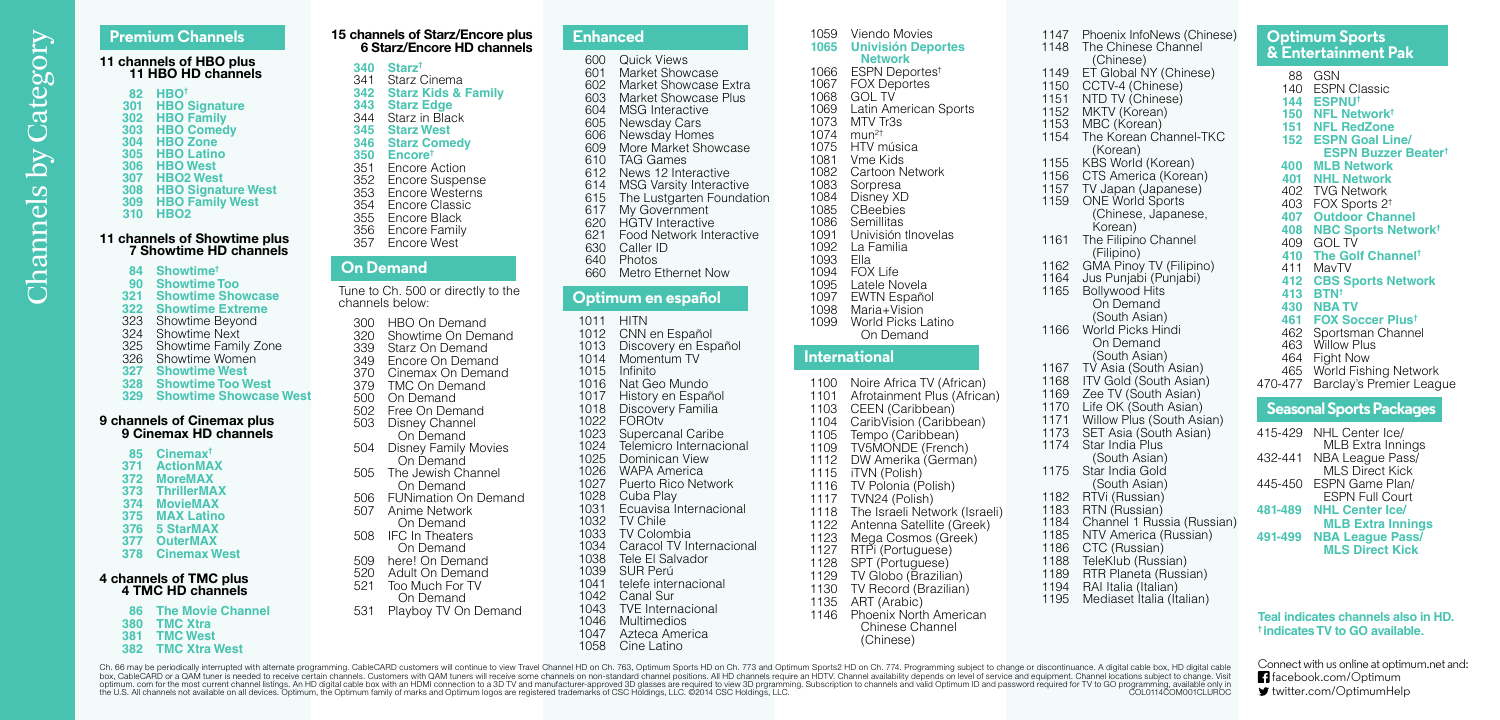# Channels by Category

## Premium Channels

### 11 channels of HBO plus 11 HBO HD channels

- **82 HBO†**
- **301 HBO Signature**
- **302 HBO Family**
- **303 HBO Comedy**
- **304 HBO Zone**
- **305 HBO Latino**
- **306 HBO West**
- **307 HBO2 West**
- **308 HBO Signature West**
- **309 HBO Family West**
- **310 HBO2**

### 11 channels of Showtime plus 7 Showtime HD channels

- **84 Showtime†**
- **90 Showtime Too**
- **321 Showtime Showcase**
- **322 Showtime Extreme**
- 323 Showtime Beyond
- 324 Showtime Next
- 325 Showtime Family Zone
- 326 Showtime Women
- **327 Showtime West**
- **328 Showtime Too West**
- **329 Showtime Showcase West**

### 9 channels of Cinemax plus 9 Cinemax HD channels

- **85 Cinemax†**
- **371 ActionMAX**
- **372 MoreMAX**
- **373 ThrillerMAX**
- **374 MovieMAX**
- **375 MAX Latino**
- **376 5 StarMAX**
- **377 OuterMAX**
- **378 Cinemax West**

### 4 channels of TMC plus 4 TMC HD channels

- **86 The Movie Channel**
- **380 TMC Xtra**
- **381 TMC West**
- **382 TMC Xtra West**

### 15 channels of Starz/Encore plus 6 Starz/Encore HD channels

- **340 Starz†**
- 341 Starz Cinema
- **342 Starz Kids & Family**
- **343 Starz Edge**
- 344 Starz in Black
- **345 Starz West**
- **346 Starz Comedy**
- **350 Encore†**
- 351 Encore Action
- 352 Encore Suspense
- 353 Encore Westerns
- 354 Encore Classic
- 355 Encore Black
- 356 Encore Family
- 357 Encore West

## On Demand

Tune to Ch. 500 or directly to the channels below:

- 300 HBO On Demand
- 320 Showtime On Demand
- 339 Starz On Demand
- 349 Encore On Demand
- 370 Cinemax On Demand
- 379 TMC On Demand
- 500 On Demand
- 502 Free On Demand
- 503 Disney Channel On Demand
- 504 Disney Family Movies On Demand
- 505 The Jewish Channel On Demand
- 506 FUNimation On Demand
- 507 Anime Network On Demand
- 508 IFC In Theaters On Demand
- 509 here! On Demand
- 520 Adult On Demand
- 521 Too Much For TV On Demand
- 531 Playboy TV On Demand

## Enhanced

- 600 Quick Views
- 601 Market Showcase
- 602 Market Showcase Extra
- 603 Market Showcase Plus
- 604 MSG Interactive
- 605 Newsday Cars
- 606 Newsday Homes
- 609 More Market Showcase
- 610 TAG Games
- 612 News 12 Interactive
- 614 MSG Varsity Interactive
- 615 The Lustgarten Foundation
- 617 My Government
- 620 HGTV Interactive
- 621 Food Network Interactive
- 630 Caller ID
- 640 Photos
- 660 Metro Ethernet Now

## Optimum en español

- 1011 HITN
- 1012 CNN en Español
- 1013 Discovery en Español
- 1014 Momentum TV
- 1015 Infinito
- 1016 Nat Geo Mundo
- 1017 History en Español
- 1018 Discovery Familia
- 1022 FOROtv
- 1023 Supercanal Caribe
- 1024 Telemicro Internacional
- 1025 Dominican View
- 1026 WAPA America
- 1027 Puerto Rico Network
- 1028 Cuba Play
- 1031 Ecuavisa Internacional
- 1032 TV Chile
- 1033 TV Colombia
- 1034 Caracol TV Internacional
- 1038 Tele El Salvador
- 1039 SUR Perú
- 1041 telefe internacional
- 1042 Canal Sur
- 1043 TVE Internacional
- 1046 Multimedios
- 1047 Azteca America
- 1058 Cine Latino
- 1059 Viendo Movies
- **1065 Univisión Deportes Network**
- 1066 ESPN Deportes†
- 1067 FOX Deportes
- 1068 GOL TV
- 1069 Latin American Sports
- 1073 MTV Tr3s
- 1074 mun2†
- 1075 HTV música
- 1081 Vme Kids
- 1082 Cartoon Network
- 1083 Sorpresa
- 1084 Disney XD
- 1085 CBeebies
- 1086 Semillitas
- 1091 Univisión tlnovelas
- 1092 La Familia
- 1093 Ella
- 1094 FOX Life
- 1095 Latele Novela
- 1097 EWTN Español
- 1098 Maria+Vision
- 1099 World Picks Latino On Demand

## International

- 1100 Noire Africa TV (African)
- 1101 Afrotainment Plus (African)
- 1103 CEEN (Caribbean)
- 1104 CaribVision (Caribbean)
- 1105 Tempo (Caribbean)
- 1109 TV5MONDE (French)
- 1112 DW Amerika (German)
- 1115 iTVN (Polish)
- 1116 TV Polonia (Polish)
- 1117 TVN24 (Polish)
- 1118 The Israeli Network (Israeli)
- 1122 Antenna Satellite (Greek)
- 1123 Mega Cosmos (Greek)
- 1127 RTPi (Portuguese)
- 1128 SPT (Portuguese)
- 1129 TV Globo (Brazilian)
- 1130 TV Record (Brazilian)
- 1135 ART (Arabic)
- 1146 Phoenix North American Chinese Channel (Chinese)
- 1147 Phoenix InfoNews (Chinese)
- 1148 The Chinese Channel (Chinese)
- 1149 ET Global NY (Chinese)
- 1150 CCTV-4 (Chinese)
- 1151 NTD TV (Chinese)
- 1152 MKTV (Korean)
- 1153 MBC (Korean)
- 1154 The Korean Channel-TKC (Korean)
- 1155 KBS World (Korean)
- 1156 CTS America (Korean)
- 1157 TV Japan (Japanese)
- 1159 ONE World Sports (Chinese, Japanese, Korean)
- 1161 The Filipino Channel (Filipino)
- 1162 GMA Pinoy TV (Filipino)
- 1164 Jus Punjabi (Punjabi)
- 1165 Bollywood Hits On Demand (South Asian)
- 1166 World Picks Hindi On Demand (South Asian)
- 1167 TV Asia (South Asian)
- 1168 ITV Gold (South Asian)
- 1169 Zee TV (South Asian)
- 1170 Life OK (South Asian)
- 1171 Willow Plus (South Asian)
- 1173 SET Asia (South Asian)
- 1174 Star India Plus (South Asian)
- 1175 Star India Gold (South Asian)
- 1182 RTVi (Russian)
- 1183 RTN (Russian)
- 1184 Channel 1 Russia (Russian)
- 1185 NTV America (Russian)
- 1186 CTC (Russian)
- 1188 TeleKlub (Russian)
- 1189 RTR Planeta (Russian)
- 1194 RAI Italia (Italian)
- 1195 Mediaset Italia (Italian)

## Optimum Sports & Entertainment Pak

- 88 GSN
- 140 ESPN Classic
- **144 ESPNU†**
- **150 NFL Network†**
- **151 NFL RedZone**
- **152 ESPN Goal Line/ ESPN Buzzer Beater†**
- **400 MLB Network**
- **401 NHL Network**
- 402 TVG Network
- 403 FOX Sports 2†
- **407 Outdoor Channel**
- **408 NBC Sports Network†**
- 409 GOL TV
- **410 The Golf Channel†**
- 411 MavTV
- **412 CBS Sports Network**
- **413 BTN†**
- **430 NBA TV**
- **461 FOX Soccer Plus†**
- 462 Sportsman Channel
- 463 Willow Plus
- 464 Fight Now
- 465 World Fishing Network
- 470-477 Barclay's Premier League

## Seasonal Sports Packages

- 415-429 NHL Center Ice/ MLB Extra Innings
- 432-441 NBA League Pass/ MLS Direct Kick
- 445-450 ESPN Game Plan/ ESPN Full Court
- **481-489 NHL Center Ice/ MLB Extra Innings**
- **491-499 NBA League Pass/ MLS Direct Kick**

**Teal indicates channels also in HD.**
**† indicates TV to GO available.**

Ch. 66 may be periodically interrupted with alternate programming. CableCARD customers will continue to view Travel Channel HD on Ch. 763, Optimum Sports HD on Ch. 773 and Optimum Sports2 HD on Ch. 774. Programming subject to change or discontinuance. A digital cable box, HD digital cable box, CableCARD or a QAM tuner is needed to receive certain channels. Customers with QAM tuners will receive some channels on non-standard channel positions. All HD channels require an HDTV. Channel availability depends on level of service and equipment. Channel locations subject to change. Visit optimum.com for the most current channel listings. An HD digital cable box with an HDMI connection to a 3D TV and manufacturer-approved 3D glasses are required to view 3D programming. Subscription to channels and valid Optimum ID and password required for TV to GO programming, available only in the U.S. All channels not available on all devices. Optimum, the Optimum family of marks and Optimum logos are registered trademarks of CSC Holdings, LLC. ©2014 CSC Holdings, LLC. COL0114COM001CLURDC

Connect with us online at optimum.net and:
facebook.com/Optimum
twitter.com/OptimumHelp